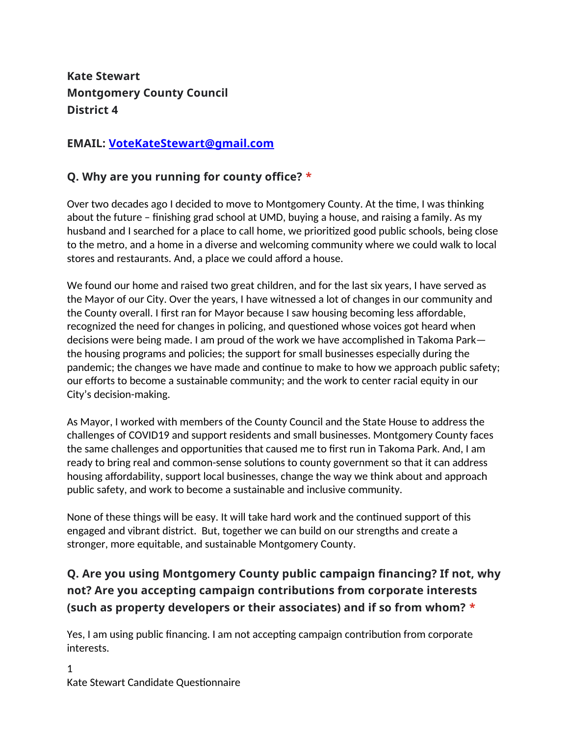**Kate Stewart**
**Montgomery County Council**
**District 4**

**EMAIL: [VoteKateStewart@gmail.com](mailto:VoteKateStewart@gmail.com)**

### Q. Why are you running for county office? *

Over two decades ago I decided to move to Montgomery County. At the time, I was thinking about the future – finishing grad school at UMD, buying a house, and raising a family. As my husband and I searched for a place to call home, we prioritized good public schools, being close to the metro, and a home in a diverse and welcoming community where we could walk to local stores and restaurants. And, a place we could afford a house.

We found our home and raised two great children, and for the last six years, I have served as the Mayor of our City. Over the years, I have witnessed a lot of changes in our community and the County overall. I first ran for Mayor because I saw housing becoming less affordable, recognized the need for changes in policing, and questioned whose voices got heard when decisions were being made. I am proud of the work we have accomplished in Takoma Park—the housing programs and policies; the support for small businesses especially during the pandemic; the changes we have made and continue to make to how we approach public safety; our efforts to become a sustainable community; and the work to center racial equity in our City's decision-making.

As Mayor, I worked with members of the County Council and the State House to address the challenges of COVID19 and support residents and small businesses. Montgomery County faces the same challenges and opportunities that caused me to first run in Takoma Park. And, I am ready to bring real and common-sense solutions to county government so that it can address housing affordability, support local businesses, change the way we think about and approach public safety, and work to become a sustainable and inclusive community.

None of these things will be easy. It will take hard work and the continued support of this engaged and vibrant district. But, together we can build on our strengths and create a stronger, more equitable, and sustainable Montgomery County.

### Q. Are you using Montgomery County public campaign financing? If not, why not? Are you accepting campaign contributions from corporate interests (such as property developers or their associates) and if so from whom? *

Yes, I am using public financing. I am not accepting campaign contribution from corporate interests.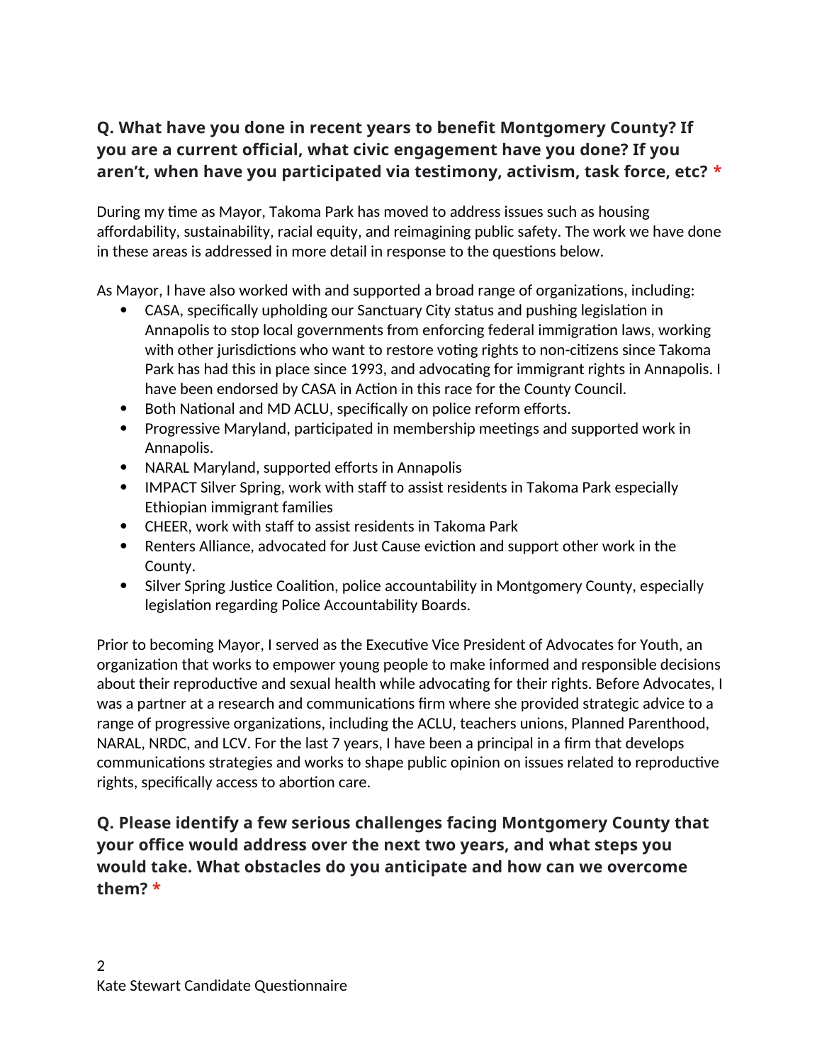**Q. What have you done in recent years to benefit Montgomery County? If you are a current official, what civic engagement have you done? If you aren't, when have you participated via testimony, activism, task force, etc? ***

During my time as Mayor, Takoma Park has moved to address issues such as housing affordability, sustainability, racial equity, and reimagining public safety. The work we have done in these areas is addressed in more detail in response to the questions below.

As Mayor, I have also worked with and supported a broad range of organizations, including:

- CASA, specifically upholding our Sanctuary City status and pushing legislation in Annapolis to stop local governments from enforcing federal immigration laws, working with other jurisdictions who want to restore voting rights to non-citizens since Takoma Park has had this in place since 1993, and advocating for immigrant rights in Annapolis. I have been endorsed by CASA in Action in this race for the County Council.
- Both National and MD ACLU, specifically on police reform efforts.
- Progressive Maryland, participated in membership meetings and supported work in Annapolis.
- NARAL Maryland, supported efforts in Annapolis
- IMPACT Silver Spring, work with staff to assist residents in Takoma Park especially Ethiopian immigrant families
- CHEER, work with staff to assist residents in Takoma Park
- Renters Alliance, advocated for Just Cause eviction and support other work in the County.
- Silver Spring Justice Coalition, police accountability in Montgomery County, especially legislation regarding Police Accountability Boards.

Prior to becoming Mayor, I served as the Executive Vice President of Advocates for Youth, an organization that works to empower young people to make informed and responsible decisions about their reproductive and sexual health while advocating for their rights. Before Advocates, I was a partner at a research and communications firm where she provided strategic advice to a range of progressive organizations, including the ACLU, teachers unions, Planned Parenthood, NARAL, NRDC, and LCV. For the last 7 years, I have been a principal in a firm that develops communications strategies and works to shape public opinion on issues related to reproductive rights, specifically access to abortion care.

**Q. Please identify a few serious challenges facing Montgomery County that your office would address over the next two years, and what steps you would take. What obstacles do you anticipate and how can we overcome them? ***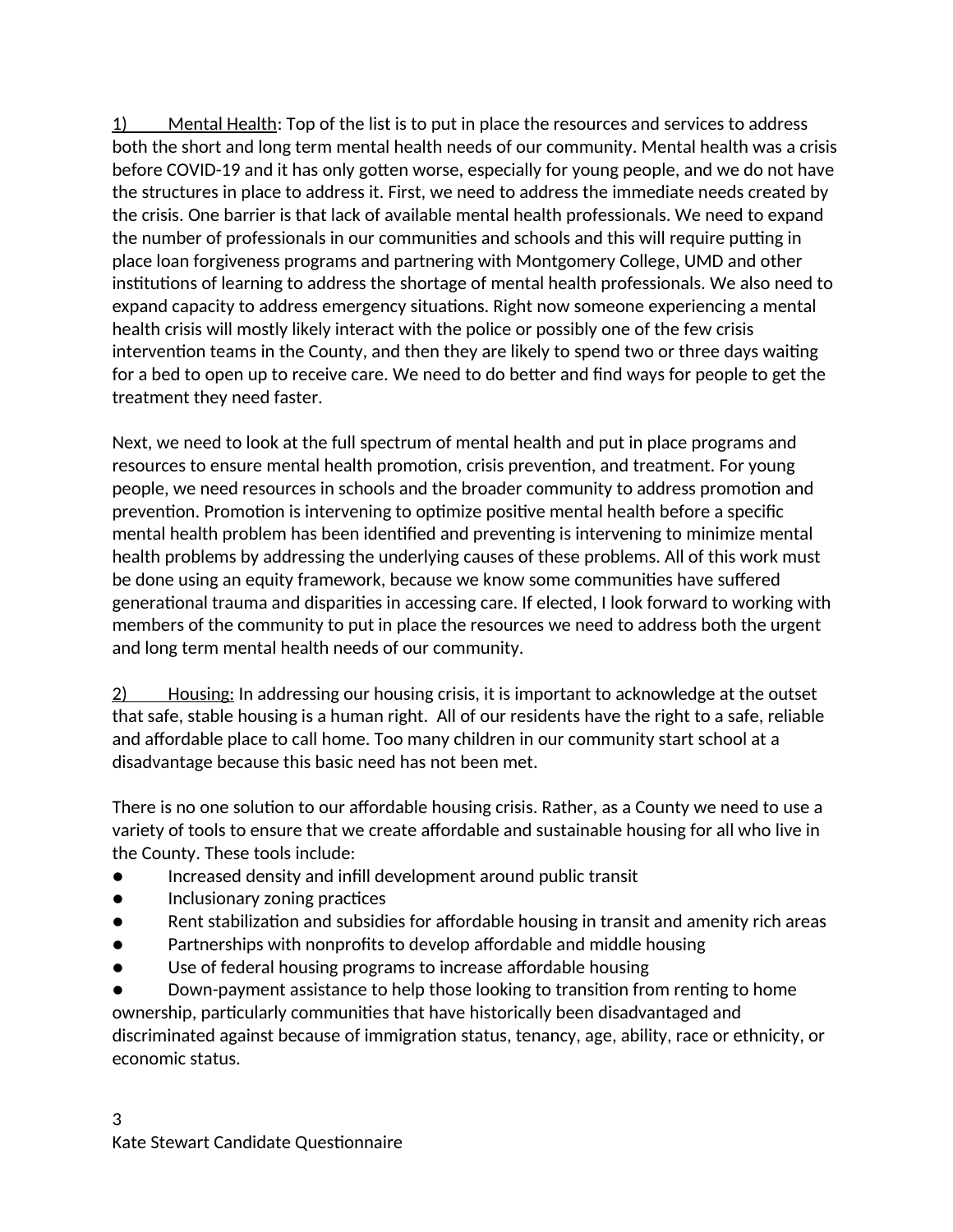1) <u>Mental Health</u>: Top of the list is to put in place the resources and services to address both the short and long term mental health needs of our community. Mental health was a crisis before COVID-19 and it has only gotten worse, especially for young people, and we do not have the structures in place to address it. First, we need to address the immediate needs created by the crisis. One barrier is that lack of available mental health professionals. We need to expand the number of professionals in our communities and schools and this will require putting in place loan forgiveness programs and partnering with Montgomery College, UMD and other institutions of learning to address the shortage of mental health professionals. We also need to expand capacity to address emergency situations. Right now someone experiencing a mental health crisis will mostly likely interact with the police or possibly one of the few crisis intervention teams in the County, and then they are likely to spend two or three days waiting for a bed to open up to receive care. We need to do better and find ways for people to get the treatment they need faster.

Next, we need to look at the full spectrum of mental health and put in place programs and resources to ensure mental health promotion, crisis prevention, and treatment. For young people, we need resources in schools and the broader community to address promotion and prevention. Promotion is intervening to optimize positive mental health before a specific mental health problem has been identified and preventing is intervening to minimize mental health problems by addressing the underlying causes of these problems. All of this work must be done using an equity framework, because we know some communities have suffered generational trauma and disparities in accessing care. If elected, I look forward to working with members of the community to put in place the resources we need to address both the urgent and long term mental health needs of our community.

2) <u>Housing:</u> In addressing our housing crisis, it is important to acknowledge at the outset that safe, stable housing is a human right. All of our residents have the right to a safe, reliable and affordable place to call home. Too many children in our community start school at a disadvantage because this basic need has not been met.

There is no one solution to our affordable housing crisis. Rather, as a County we need to use a variety of tools to ensure that we create affordable and sustainable housing for all who live in the County. These tools include:

- Increased density and infill development around public transit
- Inclusionary zoning practices
- Rent stabilization and subsidies for affordable housing in transit and amenity rich areas
- Partnerships with nonprofits to develop affordable and middle housing
- Use of federal housing programs to increase affordable housing
- Down-payment assistance to help those looking to transition from renting to home ownership, particularly communities that have historically been disadvantaged and discriminated against because of immigration status, tenancy, age, ability, race or ethnicity, or economic status.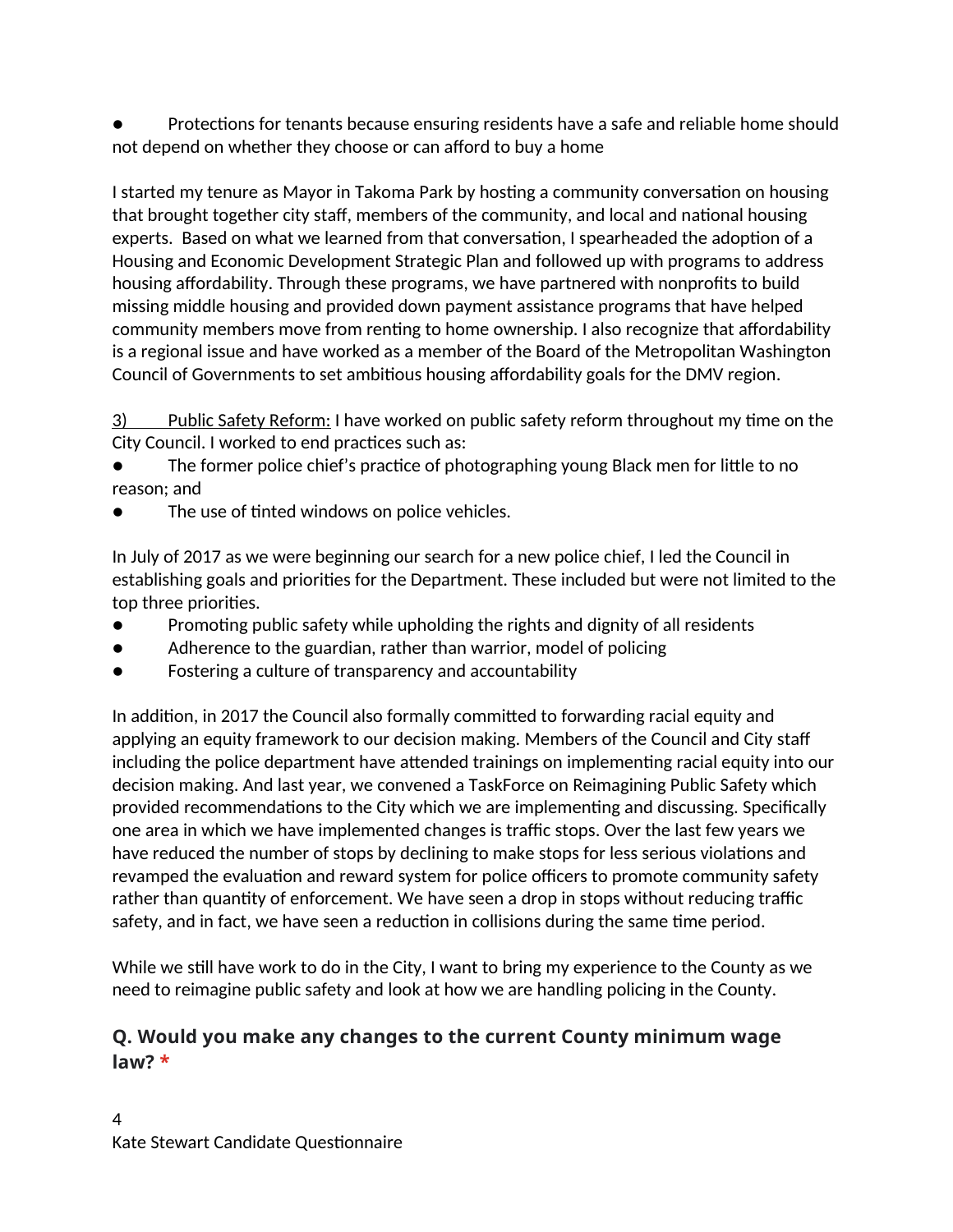- Protections for tenants because ensuring residents have a safe and reliable home should not depend on whether they choose or can afford to buy a home

I started my tenure as Mayor in Takoma Park by hosting a community conversation on housing that brought together city staff, members of the community, and local and national housing experts.  Based on what we learned from that conversation, I spearheaded the adoption of a Housing and Economic Development Strategic Plan and followed up with programs to address housing affordability. Through these programs, we have partnered with nonprofits to build missing middle housing and provided down payment assistance programs that have helped community members move from renting to home ownership. I also recognize that affordability is a regional issue and have worked as a member of the Board of the Metropolitan Washington Council of Governments to set ambitious housing affordability goals for the DMV region.

<u>3)      Public Safety Reform:</u> I have worked on public safety reform throughout my time on the City Council. I worked to end practices such as:

- The former police chief's practice of photographing young Black men for little to no reason; and
- The use of tinted windows on police vehicles.

In July of 2017 as we were beginning our search for a new police chief, I led the Council in establishing goals and priorities for the Department. These included but were not limited to the top three priorities.

- Promoting public safety while upholding the rights and dignity of all residents
- Adherence to the guardian, rather than warrior, model of policing
- Fostering a culture of transparency and accountability

In addition, in 2017 the Council also formally committed to forwarding racial equity and applying an equity framework to our decision making. Members of the Council and City staff including the police department have attended trainings on implementing racial equity into our decision making. And last year, we convened a TaskForce on Reimagining Public Safety which provided recommendations to the City which we are implementing and discussing. Specifically one area in which we have implemented changes is traffic stops. Over the last few years we have reduced the number of stops by declining to make stops for less serious violations and revamped the evaluation and reward system for police officers to promote community safety rather than quantity of enforcement. We have seen a drop in stops without reducing traffic safety, and in fact, we have seen a reduction in collisions during the same time period.

While we still have work to do in the City, I want to bring my experience to the County as we need to reimagine public safety and look at how we are handling policing in the County.

### Q. Would you make any changes to the current County minimum wage law? *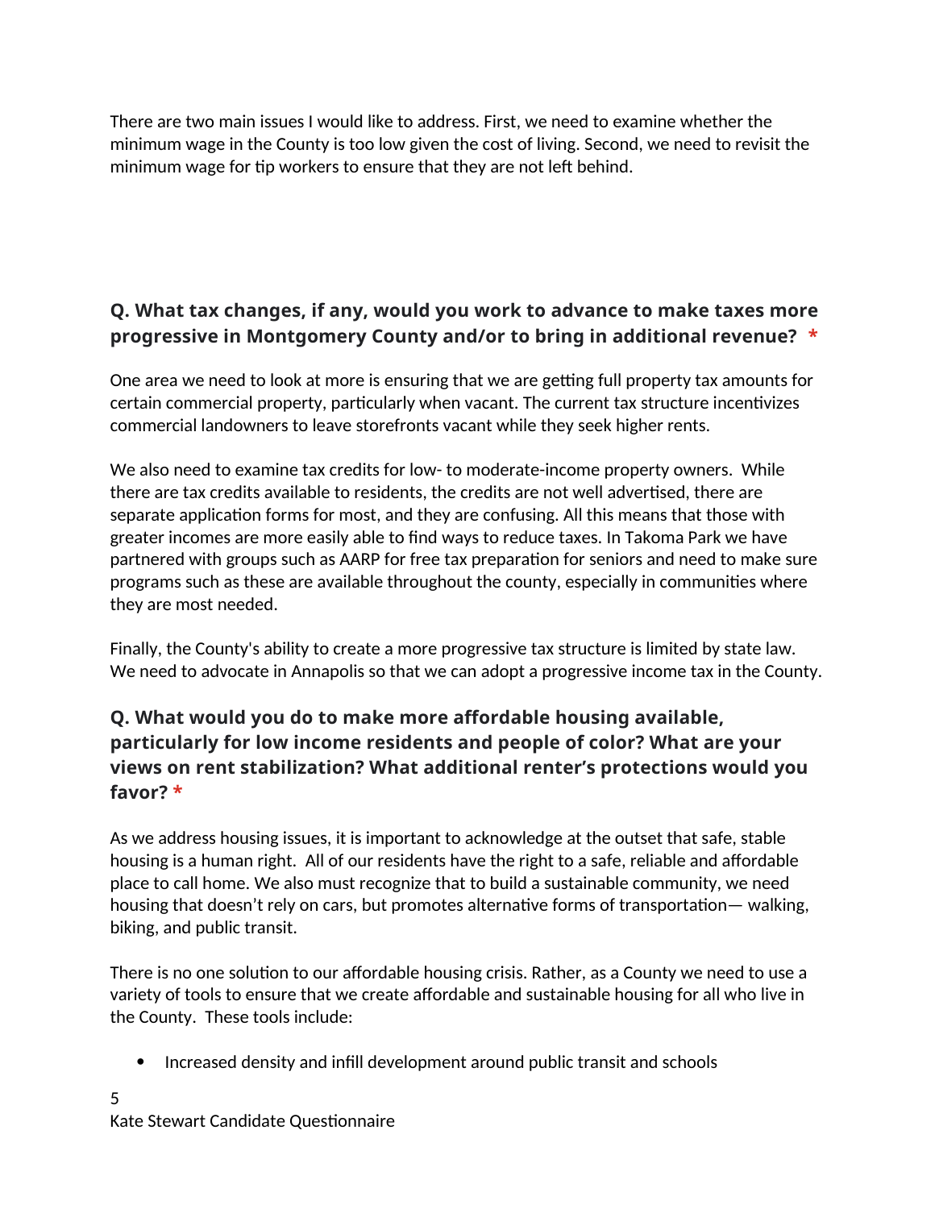There are two main issues I would like to address. First, we need to examine whether the minimum wage in the County is too low given the cost of living. Second, we need to revisit the minimum wage for tip workers to ensure that they are not left behind.

### Q. What tax changes, if any, would you work to advance to make taxes more progressive in Montgomery County and/or to bring in additional revenue? *

One area we need to look at more is ensuring that we are getting full property tax amounts for certain commercial property, particularly when vacant. The current tax structure incentivizes commercial landowners to leave storefronts vacant while they seek higher rents.

We also need to examine tax credits for low- to moderate-income property owners. While there are tax credits available to residents, the credits are not well advertised, there are separate application forms for most, and they are confusing. All this means that those with greater incomes are more easily able to find ways to reduce taxes. In Takoma Park we have partnered with groups such as AARP for free tax preparation for seniors and need to make sure programs such as these are available throughout the county, especially in communities where they are most needed.

Finally, the County's ability to create a more progressive tax structure is limited by state law. We need to advocate in Annapolis so that we can adopt a progressive income tax in the County.

### Q. What would you do to make more affordable housing available, particularly for low income residents and people of color? What are your views on rent stabilization? What additional renter's protections would you favor? *

As we address housing issues, it is important to acknowledge at the outset that safe, stable housing is a human right. All of our residents have the right to a safe, reliable and affordable place to call home. We also must recognize that to build a sustainable community, we need housing that doesn't rely on cars, but promotes alternative forms of transportation— walking, biking, and public transit.

There is no one solution to our affordable housing crisis. Rather, as a County we need to use a variety of tools to ensure that we create affordable and sustainable housing for all who live in the County. These tools include:

- Increased density and infill development around public transit and schools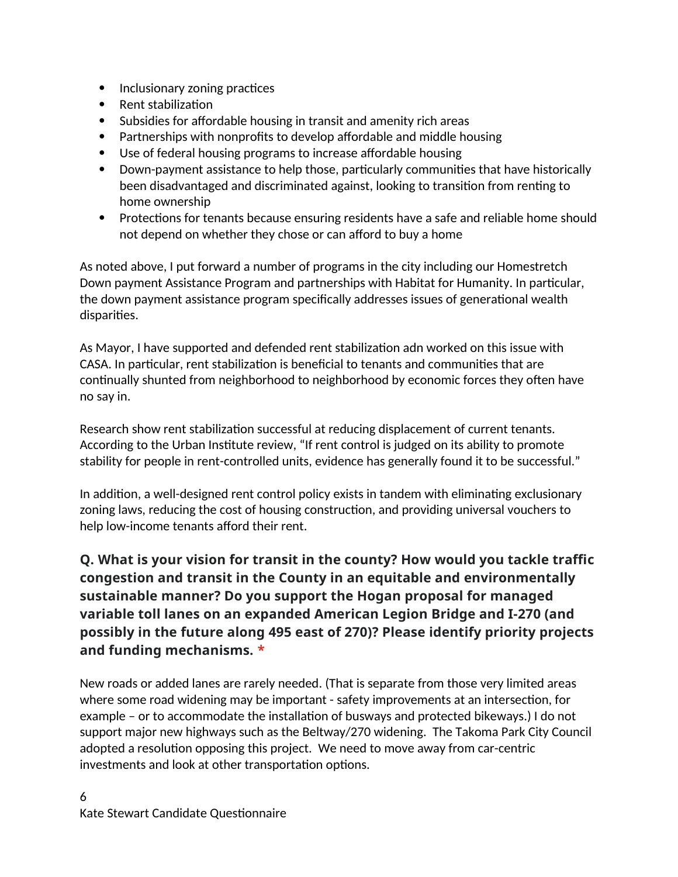- Inclusionary zoning practices
- Rent stabilization
- Subsidies for affordable housing in transit and amenity rich areas
- Partnerships with nonprofits to develop affordable and middle housing
- Use of federal housing programs to increase affordable housing
- Down-payment assistance to help those, particularly communities that have historically been disadvantaged and discriminated against, looking to transition from renting to home ownership
- Protections for tenants because ensuring residents have a safe and reliable home should not depend on whether they chose or can afford to buy a home

As noted above, I put forward a number of programs in the city including our Homestretch Down payment Assistance Program and partnerships with Habitat for Humanity. In particular, the down payment assistance program specifically addresses issues of generational wealth disparities.

As Mayor, I have supported and defended rent stabilization adn worked on this issue with CASA. In particular, rent stabilization is beneficial to tenants and communities that are continually shunted from neighborhood to neighborhood by economic forces they often have no say in.

Research show rent stabilization successful at reducing displacement of current tenants. According to the Urban Institute review, "If rent control is judged on its ability to promote stability for people in rent-controlled units, evidence has generally found it to be successful."

In addition, a well-designed rent control policy exists in tandem with eliminating exclusionary zoning laws, reducing the cost of housing construction, and providing universal vouchers to help low-income tenants afford their rent.

### Q. What is your vision for transit in the county? How would you tackle traffic congestion and transit in the County in an equitable and environmentally sustainable manner? Do you support the Hogan proposal for managed variable toll lanes on an expanded American Legion Bridge and I-270 (and possibly in the future along 495 east of 270)? Please identify priority projects and funding mechanisms. *

New roads or added lanes are rarely needed. (That is separate from those very limited areas where some road widening may be important - safety improvements at an intersection, for example – or to accommodate the installation of busways and protected bikeways.) I do not support major new highways such as the Beltway/270 widening. The Takoma Park City Council adopted a resolution opposing this project. We need to move away from car-centric investments and look at other transportation options.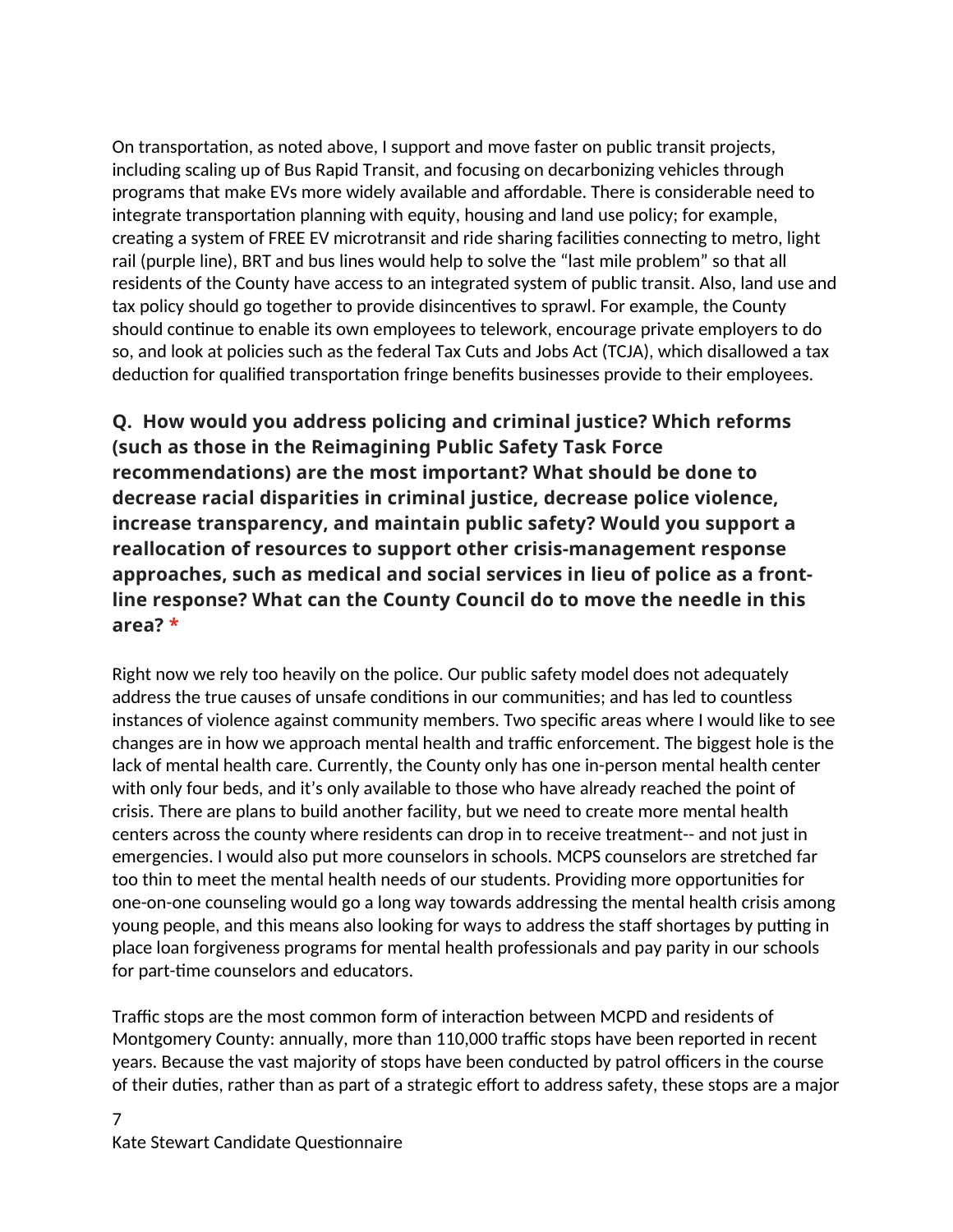On transportation, as noted above, I support and move faster on public transit projects, including scaling up of Bus Rapid Transit, and focusing on decarbonizing vehicles through programs that make EVs more widely available and affordable. There is considerable need to integrate transportation planning with equity, housing and land use policy; for example, creating a system of FREE EV microtransit and ride sharing facilities connecting to metro, light rail (purple line), BRT and bus lines would help to solve the "last mile problem" so that all residents of the County have access to an integrated system of public transit. Also, land use and tax policy should go together to provide disincentives to sprawl. For example, the County should continue to enable its own employees to telework, encourage private employers to do so, and look at policies such as the federal Tax Cuts and Jobs Act (TCJA), which disallowed a tax deduction for qualified transportation fringe benefits businesses provide to their employees.

### Q. How would you address policing and criminal justice? Which reforms (such as those in the Reimagining Public Safety Task Force recommendations) are the most important? What should be done to decrease racial disparities in criminal justice, decrease police violence, increase transparency, and maintain public safety? Would you support a reallocation of resources to support other crisis-management response approaches, such as medical and social services in lieu of police as a front-line response? What can the County Council do to move the needle in this area? *

Right now we rely too heavily on the police. Our public safety model does not adequately address the true causes of unsafe conditions in our communities; and has led to countless instances of violence against community members. Two specific areas where I would like to see changes are in how we approach mental health and traffic enforcement. The biggest hole is the lack of mental health care. Currently, the County only has one in-person mental health center with only four beds, and it's only available to those who have already reached the point of crisis. There are plans to build another facility, but we need to create more mental health centers across the county where residents can drop in to receive treatment-- and not just in emergencies. I would also put more counselors in schools. MCPS counselors are stretched far too thin to meet the mental health needs of our students. Providing more opportunities for one-on-one counseling would go a long way towards addressing the mental health crisis among young people, and this means also looking for ways to address the staff shortages by putting in place loan forgiveness programs for mental health professionals and pay parity in our schools for part-time counselors and educators.

Traffic stops are the most common form of interaction between MCPD and residents of Montgomery County: annually, more than 110,000 traffic stops have been reported in recent years. Because the vast majority of stops have been conducted by patrol officers in the course of their duties, rather than as part of a strategic effort to address safety, these stops are a major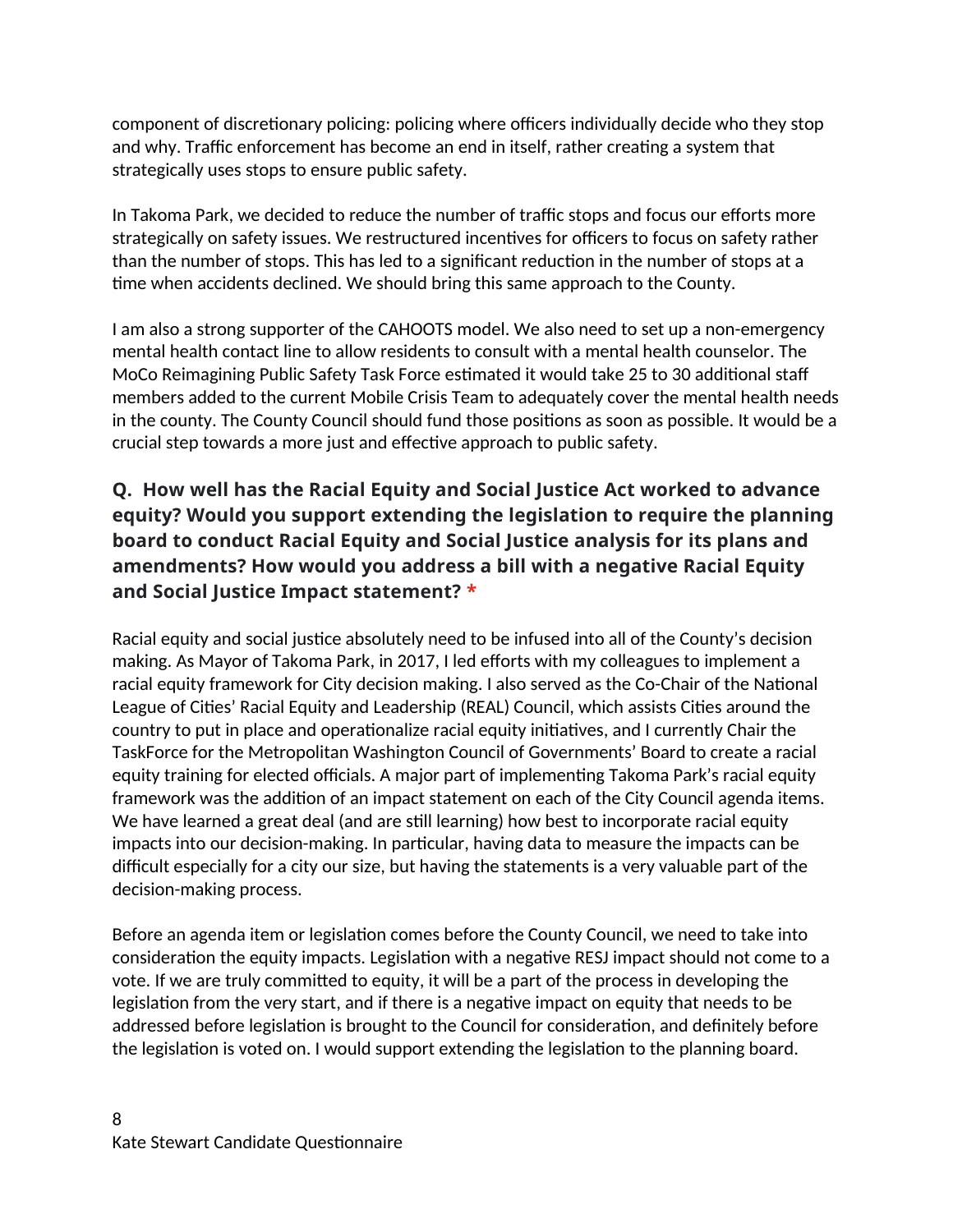component of discretionary policing: policing where officers individually decide who they stop and why. Traffic enforcement has become an end in itself, rather creating a system that strategically uses stops to ensure public safety.

In Takoma Park, we decided to reduce the number of traffic stops and focus our efforts more strategically on safety issues. We restructured incentives for officers to focus on safety rather than the number of stops. This has led to a significant reduction in the number of stops at a time when accidents declined. We should bring this same approach to the County.

I am also a strong supporter of the CAHOOTS model. We also need to set up a non-emergency mental health contact line to allow residents to consult with a mental health counselor. The MoCo Reimagining Public Safety Task Force estimated it would take 25 to 30 additional staff members added to the current Mobile Crisis Team to adequately cover the mental health needs in the county. The County Council should fund those positions as soon as possible. It would be a crucial step towards a more just and effective approach to public safety.

### Q. How well has the Racial Equity and Social Justice Act worked to advance equity? Would you support extending the legislation to require the planning board to conduct Racial Equity and Social Justice analysis for its plans and amendments? How would you address a bill with a negative Racial Equity and Social Justice Impact statement? *

Racial equity and social justice absolutely need to be infused into all of the County's decision making. As Mayor of Takoma Park, in 2017, I led efforts with my colleagues to implement a racial equity framework for City decision making. I also served as the Co-Chair of the National League of Cities' Racial Equity and Leadership (REAL) Council, which assists Cities around the country to put in place and operationalize racial equity initiatives, and I currently Chair the TaskForce for the Metropolitan Washington Council of Governments' Board to create a racial equity training for elected officials. A major part of implementing Takoma Park's racial equity framework was the addition of an impact statement on each of the City Council agenda items. We have learned a great deal (and are still learning) how best to incorporate racial equity impacts into our decision-making. In particular, having data to measure the impacts can be difficult especially for a city our size, but having the statements is a very valuable part of the decision-making process.

Before an agenda item or legislation comes before the County Council, we need to take into consideration the equity impacts. Legislation with a negative RESJ impact should not come to a vote. If we are truly committed to equity, it will be a part of the process in developing the legislation from the very start, and if there is a negative impact on equity that needs to be addressed before legislation is brought to the Council for consideration, and definitely before the legislation is voted on. I would support extending the legislation to the planning board.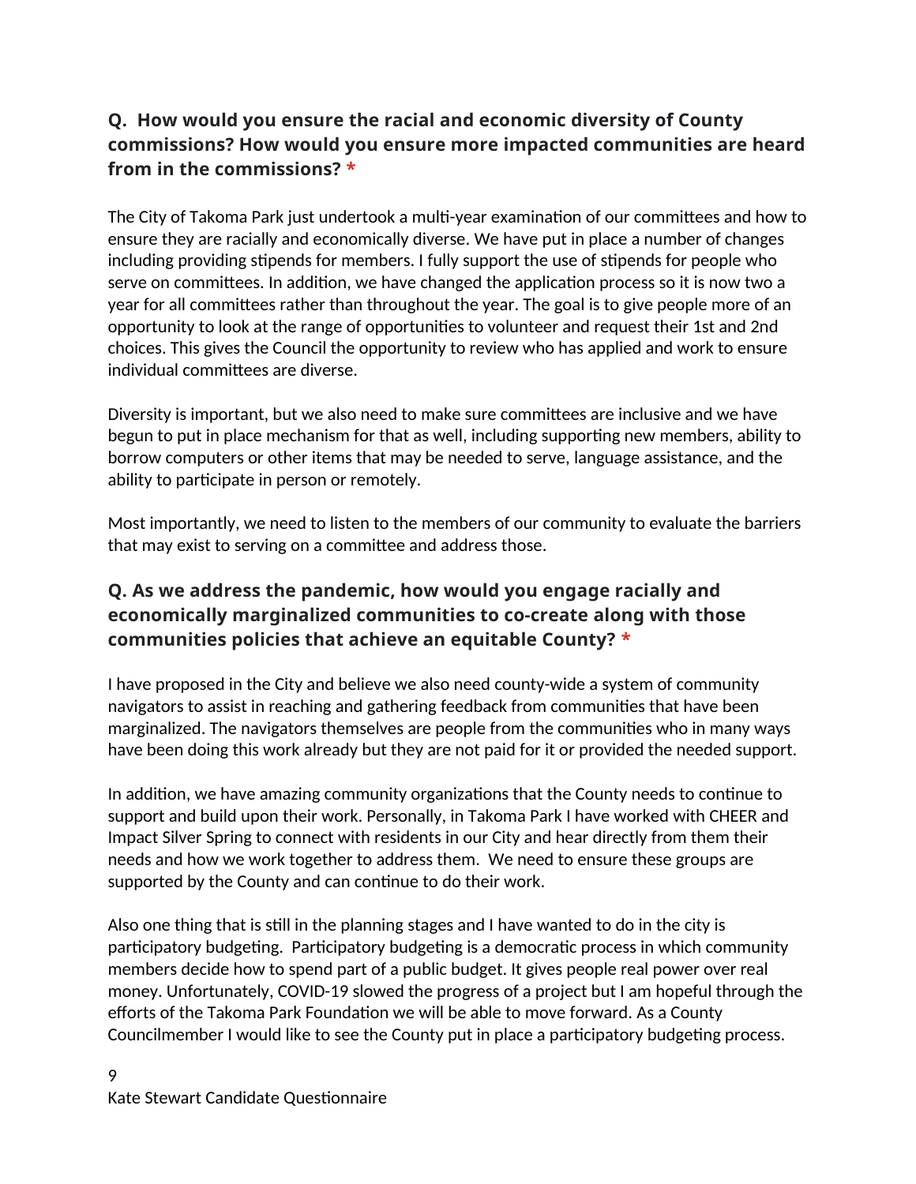### Q. How would you ensure the racial and economic diversity of County commissions? How would you ensure more impacted communities are heard from in the commissions? *

The City of Takoma Park just undertook a multi-year examination of our committees and how to ensure they are racially and economically diverse. We have put in place a number of changes including providing stipends for members. I fully support the use of stipends for people who serve on committees. In addition, we have changed the application process so it is now two a year for all committees rather than throughout the year. The goal is to give people more of an opportunity to look at the range of opportunities to volunteer and request their 1st and 2nd choices. This gives the Council the opportunity to review who has applied and work to ensure individual committees are diverse.

Diversity is important, but we also need to make sure committees are inclusive and we have begun to put in place mechanism for that as well, including supporting new members, ability to borrow computers or other items that may be needed to serve, language assistance, and the ability to participate in person or remotely.

Most importantly, we need to listen to the members of our community to evaluate the barriers that may exist to serving on a committee and address those.

### Q. As we address the pandemic, how would you engage racially and economically marginalized communities to co-create along with those communities policies that achieve an equitable County? *

I have proposed in the City and believe we also need county-wide a system of community navigators to assist in reaching and gathering feedback from communities that have been marginalized. The navigators themselves are people from the communities who in many ways have been doing this work already but they are not paid for it or provided the needed support.

In addition, we have amazing community organizations that the County needs to continue to support and build upon their work. Personally, in Takoma Park I have worked with CHEER and Impact Silver Spring to connect with residents in our City and hear directly from them their needs and how we work together to address them. We need to ensure these groups are supported by the County and can continue to do their work.

Also one thing that is still in the planning stages and I have wanted to do in the city is participatory budgeting. Participatory budgeting is a democratic process in which community members decide how to spend part of a public budget. It gives people real power over real money. Unfortunately, COVID-19 slowed the progress of a project but I am hopeful through the efforts of the Takoma Park Foundation we will be able to move forward. As a County Councilmember I would like to see the County put in place a participatory budgeting process.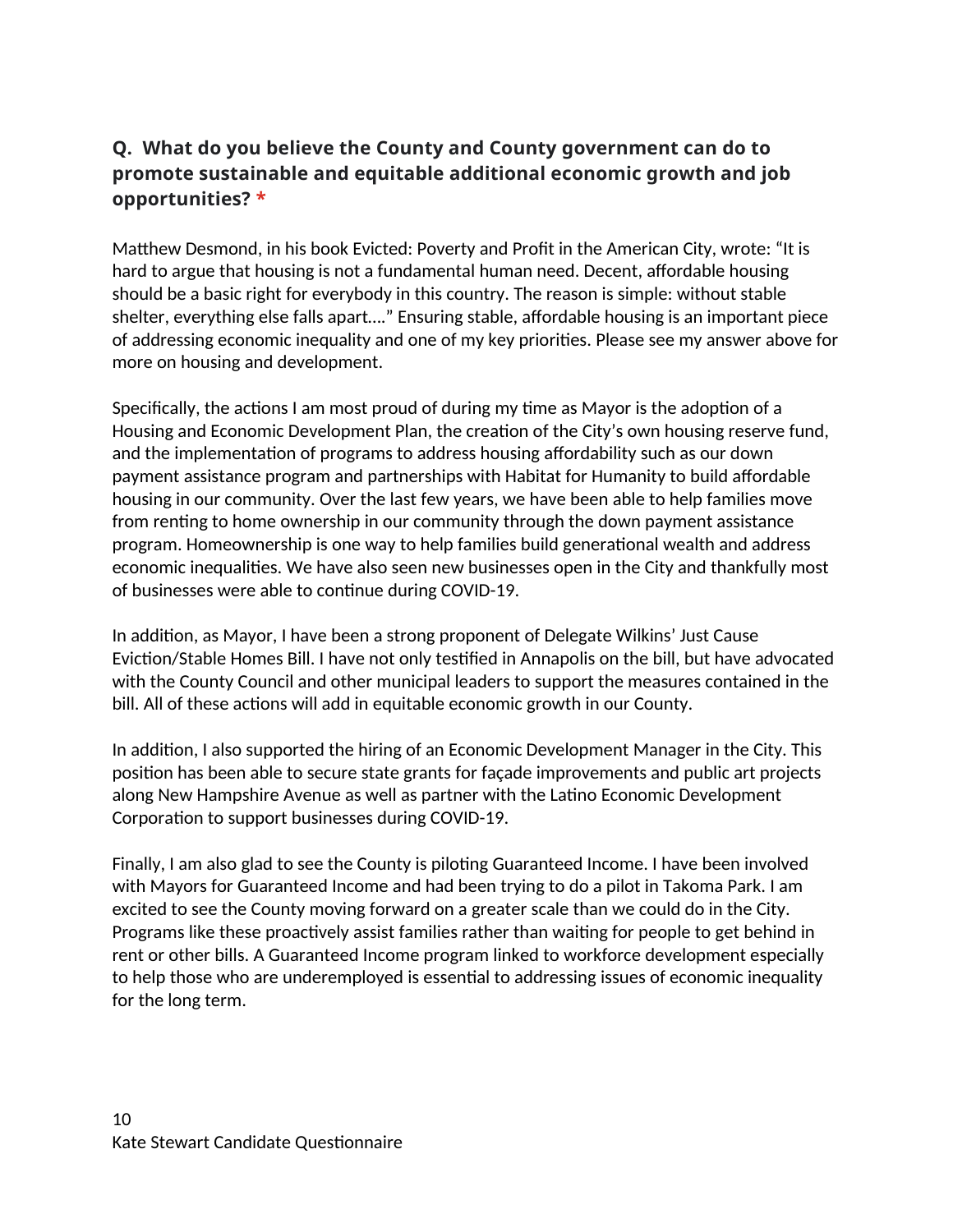### Q. What do you believe the County and County government can do to promote sustainable and equitable additional economic growth and job opportunities? *

Matthew Desmond, in his book Evicted: Poverty and Profit in the American City, wrote: “It is hard to argue that housing is not a fundamental human need. Decent, affordable housing should be a basic right for everybody in this country. The reason is simple: without stable shelter, everything else falls apart….” Ensuring stable, affordable housing is an important piece of addressing economic inequality and one of my key priorities. Please see my answer above for more on housing and development.

Specifically, the actions I am most proud of during my time as Mayor is the adoption of a Housing and Economic Development Plan, the creation of the City’s own housing reserve fund, and the implementation of programs to address housing affordability such as our down payment assistance program and partnerships with Habitat for Humanity to build affordable housing in our community. Over the last few years, we have been able to help families move from renting to home ownership in our community through the down payment assistance program. Homeownership is one way to help families build generational wealth and address economic inequalities. We have also seen new businesses open in the City and thankfully most of businesses were able to continue during COVID-19.

In addition, as Mayor, I have been a strong proponent of Delegate Wilkins’ Just Cause Eviction/Stable Homes Bill. I have not only testified in Annapolis on the bill, but have advocated with the County Council and other municipal leaders to support the measures contained in the bill. All of these actions will add in equitable economic growth in our County.

In addition, I also supported the hiring of an Economic Development Manager in the City. This position has been able to secure state grants for façade improvements and public art projects along New Hampshire Avenue as well as partner with the Latino Economic Development Corporation to support businesses during COVID-19.

Finally, I am also glad to see the County is piloting Guaranteed Income. I have been involved with Mayors for Guaranteed Income and had been trying to do a pilot in Takoma Park. I am excited to see the County moving forward on a greater scale than we could do in the City. Programs like these proactively assist families rather than waiting for people to get behind in rent or other bills. A Guaranteed Income program linked to workforce development especially to help those who are underemployed is essential to addressing issues of economic inequality for the long term.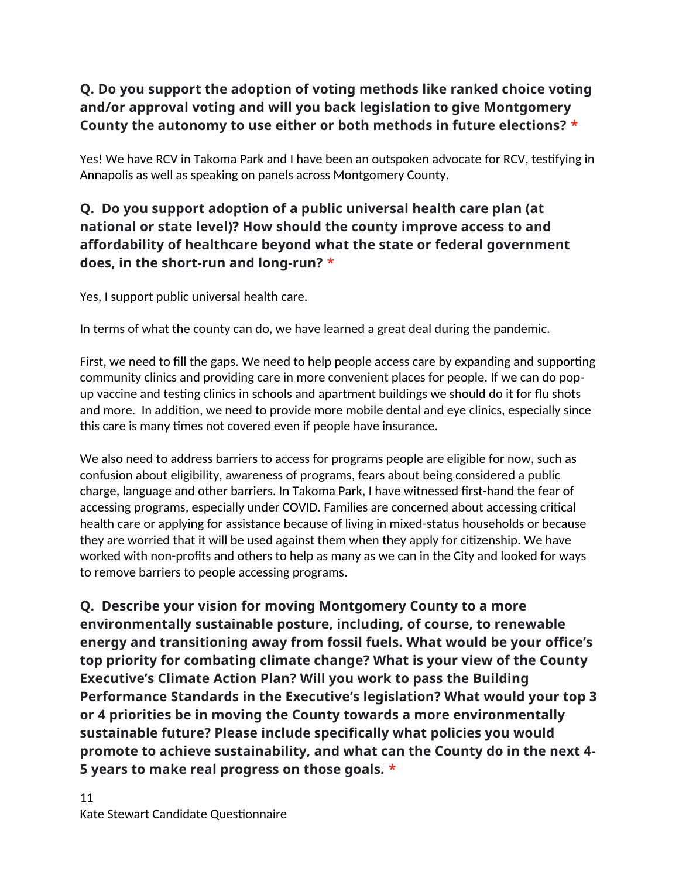**Q. Do you support the adoption of voting methods like ranked choice voting and/or approval voting and will you back legislation to give Montgomery County the autonomy to use either or both methods in future elections? ***

Yes! We have RCV in Takoma Park and I have been an outspoken advocate for RCV, testifying in Annapolis as well as speaking on panels across Montgomery County.

**Q. Do you support adoption of a public universal health care plan (at national or state level)? How should the county improve access to and affordability of healthcare beyond what the state or federal government does, in the short-run and long-run? ***

Yes, I support public universal health care.

In terms of what the county can do, we have learned a great deal during the pandemic.

First, we need to fill the gaps. We need to help people access care by expanding and supporting community clinics and providing care in more convenient places for people. If we can do pop-up vaccine and testing clinics in schools and apartment buildings we should do it for flu shots and more. In addition, we need to provide more mobile dental and eye clinics, especially since this care is many times not covered even if people have insurance.

We also need to address barriers to access for programs people are eligible for now, such as confusion about eligibility, awareness of programs, fears about being considered a public charge, language and other barriers. In Takoma Park, I have witnessed first-hand the fear of accessing programs, especially under COVID. Families are concerned about accessing critical health care or applying for assistance because of living in mixed-status households or because they are worried that it will be used against them when they apply for citizenship. We have worked with non-profits and others to help as many as we can in the City and looked for ways to remove barriers to people accessing programs.

**Q. Describe your vision for moving Montgomery County to a more environmentally sustainable posture, including, of course, to renewable energy and transitioning away from fossil fuels. What would be your office's top priority for combating climate change? What is your view of the County Executive's Climate Action Plan? Will you work to pass the Building Performance Standards in the Executive's legislation? What would your top 3 or 4 priorities be in moving the County towards a more environmentally sustainable future? Please include specifically what policies you would promote to achieve sustainability, and what can the County do in the next 4-5 years to make real progress on those goals. ***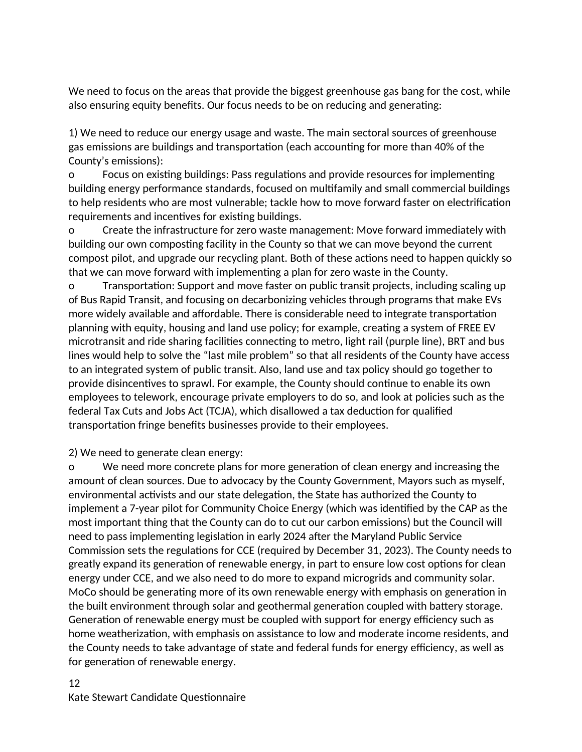We need to focus on the areas that provide the biggest greenhouse gas bang for the cost, while also ensuring equity benefits. Our focus needs to be on reducing and generating:

1) We need to reduce our energy usage and waste. The main sectoral sources of greenhouse gas emissions are buildings and transportation (each accounting for more than 40% of the County's emissions):

- Focus on existing buildings: Pass regulations and provide resources for implementing building energy performance standards, focused on multifamily and small commercial buildings to help residents who are most vulnerable; tackle how to move forward faster on electrification requirements and incentives for existing buildings.
- Create the infrastructure for zero waste management: Move forward immediately with building our own composting facility in the County so that we can move beyond the current compost pilot, and upgrade our recycling plant. Both of these actions need to happen quickly so that we can move forward with implementing a plan for zero waste in the County.
- Transportation: Support and move faster on public transit projects, including scaling up of Bus Rapid Transit, and focusing on decarbonizing vehicles through programs that make EVs more widely available and affordable. There is considerable need to integrate transportation planning with equity, housing and land use policy; for example, creating a system of FREE EV microtransit and ride sharing facilities connecting to metro, light rail (purple line), BRT and bus lines would help to solve the "last mile problem" so that all residents of the County have access to an integrated system of public transit. Also, land use and tax policy should go together to provide disincentives to sprawl. For example, the County should continue to enable its own employees to telework, encourage private employers to do so, and look at policies such as the federal Tax Cuts and Jobs Act (TCJA), which disallowed a tax deduction for qualified transportation fringe benefits businesses provide to their employees.

2) We need to generate clean energy:

- We need more concrete plans for more generation of clean energy and increasing the amount of clean sources. Due to advocacy by the County Government, Mayors such as myself, environmental activists and our state delegation, the State has authorized the County to implement a 7-year pilot for Community Choice Energy (which was identified by the CAP as the most important thing that the County can do to cut our carbon emissions) but the Council will need to pass implementing legislation in early 2024 after the Maryland Public Service Commission sets the regulations for CCE (required by December 31, 2023). The County needs to greatly expand its generation of renewable energy, in part to ensure low cost options for clean energy under CCE, and we also need to do more to expand microgrids and community solar. MoCo should be generating more of its own renewable energy with emphasis on generation in the built environment through solar and geothermal generation coupled with battery storage. Generation of renewable energy must be coupled with support for energy efficiency such as home weatherization, with emphasis on assistance to low and moderate income residents, and the County needs to take advantage of state and federal funds for energy efficiency, as well as for generation of renewable energy.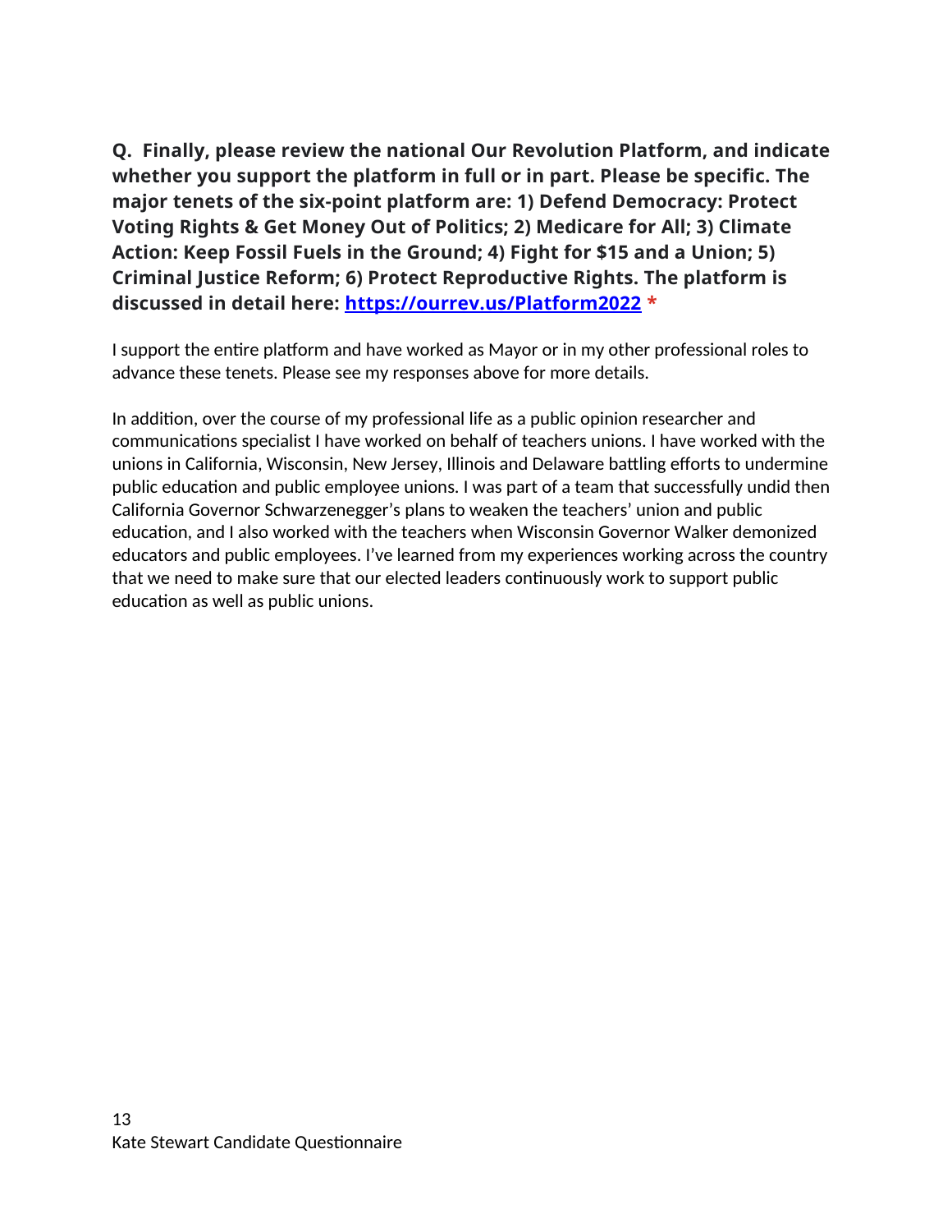**Q. Finally, please review the national Our Revolution Platform, and indicate whether you support the platform in full or in part. Please be specific. The major tenets of the six-point platform are: 1) Defend Democracy: Protect Voting Rights & Get Money Out of Politics; 2) Medicare for All; 3) Climate Action: Keep Fossil Fuels in the Ground; 4) Fight for $15 and a Union; 5) Criminal Justice Reform; 6) Protect Reproductive Rights. The platform is discussed in detail here: [https://ourrev.us/Platform2022](https://ourrev.us/Platform2022) ***

I support the entire platform and have worked as Mayor or in my other professional roles to advance these tenets. Please see my responses above for more details.

In addition, over the course of my professional life as a public opinion researcher and communications specialist I have worked on behalf of teachers unions. I have worked with the unions in California, Wisconsin, New Jersey, Illinois and Delaware battling efforts to undermine public education and public employee unions. I was part of a team that successfully undid then California Governor Schwarzenegger's plans to weaken the teachers' union and public education, and I also worked with the teachers when Wisconsin Governor Walker demonized educators and public employees. I've learned from my experiences working across the country that we need to make sure that our elected leaders continuously work to support public education as well as public unions.